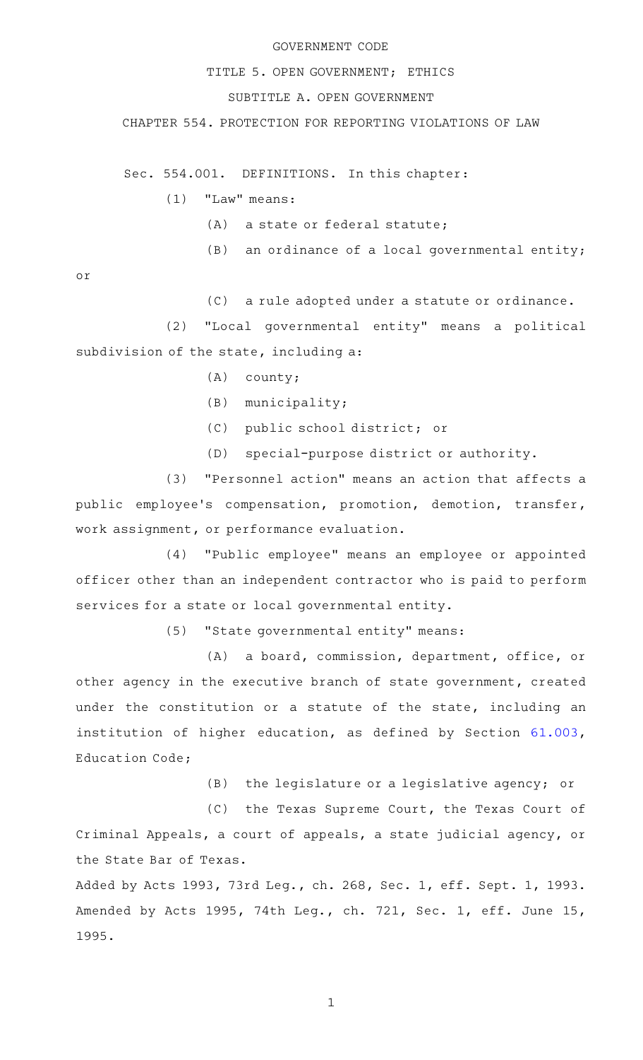GOVERNMENT CODE

TITLE 5. OPEN GOVERNMENT; ETHICS

SUBTITLE A. OPEN GOVERNMENT

CHAPTER 554. PROTECTION FOR REPORTING VIOLATIONS OF LAW

Sec. 554.001. DEFINITIONS. In this chapter:

(1) "Law" means:

(A) a state or federal statute;

(B) an ordinance of a local governmental entity; or

(C) a rule adopted under a statute or ordinance.

(2) "Local governmental entity" means a political subdivision of the state, including a:

(A) county;

(B) municipality;

(C) public school district; or

(D) special-purpose district or authority.

(3) "Personnel action" means an action that affects a public employee's compensation, promotion, demotion, transfer, work assignment, or performance evaluation.

(4) "Public employee" means an employee or appointed officer other than an independent contractor who is paid to perform services for a state or local governmental entity.

(5) "State governmental entity" means:

(A) a board, commission, department, office, or other agency in the executive branch of state government, created under the constitution or a statute of the state, including an institution of higher education, as defined by Section 61.003, Education Code;

(B) the legislature or a legislative agency; or

(C) the Texas Supreme Court, the Texas Court of Criminal Appeals, a court of appeals, a state judicial agency, or the State Bar of Texas.

Added by Acts 1993, 73rd Leg., ch. 268, Sec. 1, eff. Sept. 1, 1993. Amended by Acts 1995, 74th Leg., ch. 721, Sec. 1, eff. June 15, 1995.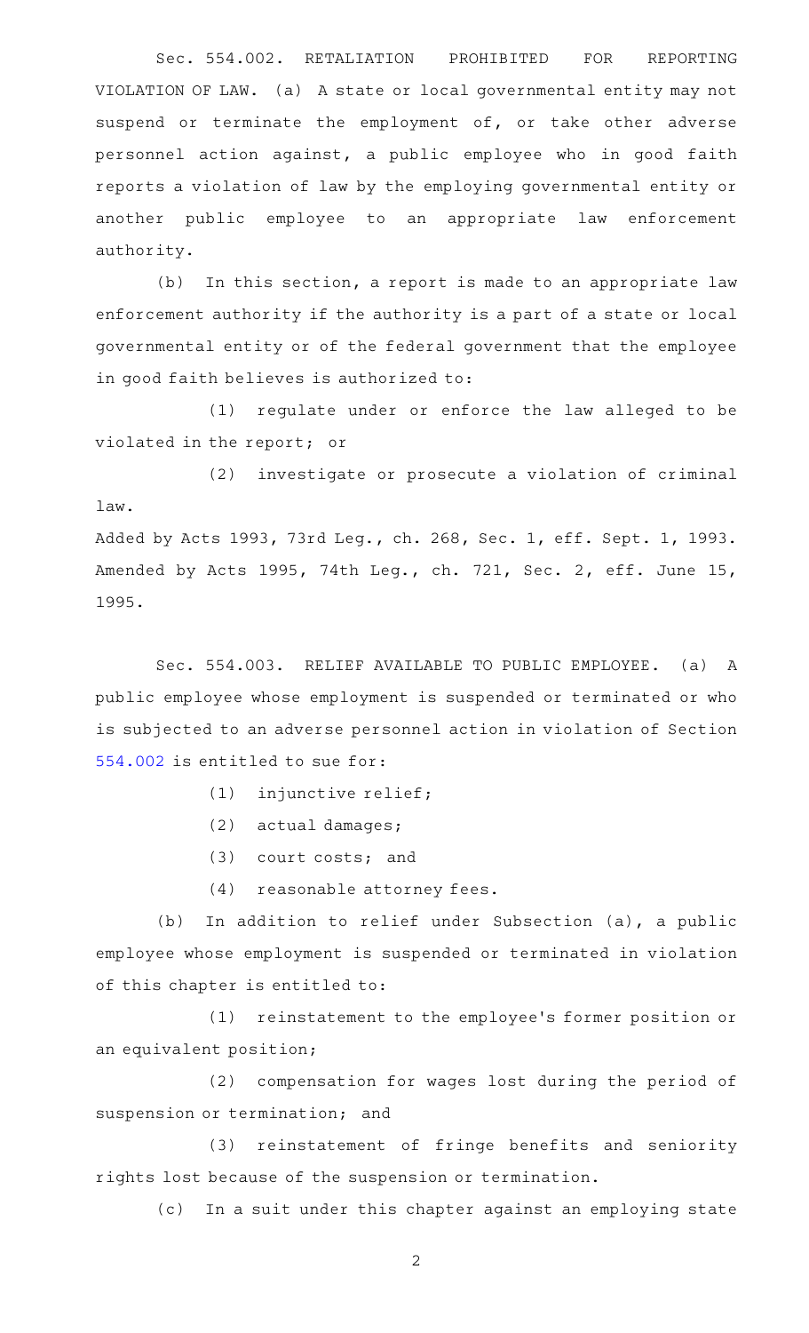Sec. 554.002. RETALIATION PROHIBITED FOR REPORTING VIOLATION OF LAW. (a) A state or local governmental entity may not suspend or terminate the employment of, or take other adverse personnel action against, a public employee who in good faith reports a violation of law by the employing governmental entity or another public employee to an appropriate law enforcement authority.

(b) In this section, a report is made to an appropriate law enforcement authority if the authority is a part of a state or local governmental entity or of the federal government that the employee in good faith believes is authorized to:

(1) regulate under or enforce the law alleged to be violated in the report; or

(2) investigate or prosecute a violation of criminal law.

Added by Acts 1993, 73rd Leg., ch. 268, Sec. 1, eff. Sept. 1, 1993. Amended by Acts 1995, 74th Leg., ch. 721, Sec. 2, eff. June 15, 1995.

Sec. 554.003. RELIEF AVAILABLE TO PUBLIC EMPLOYEE. (a) A public employee whose employment is suspended or terminated or who is subjected to an adverse personnel action in violation of Section 554.002 is entitled to sue for:

(1) injunctive relief;

(2) actual damages;

(3) court costs; and

(4) reasonable attorney fees.

(b) In addition to relief under Subsection (a), a public employee whose employment is suspended or terminated in violation of this chapter is entitled to:

(1) reinstatement to the employee's former position or an equivalent position;

(2) compensation for wages lost during the period of suspension or termination; and

(3) reinstatement of fringe benefits and seniority rights lost because of the suspension or termination.

(c) In a suit under this chapter against an employing state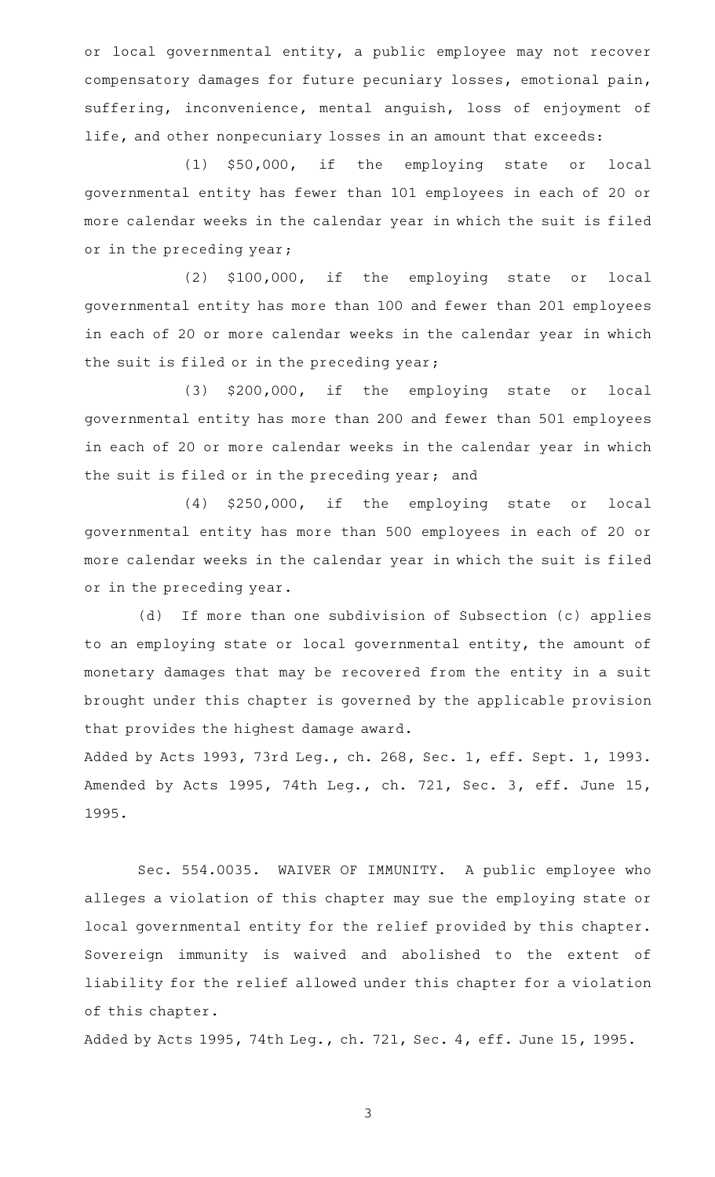or local governmental entity, a public employee may not recover compensatory damages for future pecuniary losses, emotional pain, suffering, inconvenience, mental anguish, loss of enjoyment of life, and other nonpecuniary losses in an amount that exceeds:

(1) $50,000, if the employing state or local governmental entity has fewer than 101 employees in each of 20 or more calendar weeks in the calendar year in which the suit is filed or in the preceding year;

(2) $100,000, if the employing state or local governmental entity has more than 100 and fewer than 201 employees in each of 20 or more calendar weeks in the calendar year in which the suit is filed or in the preceding year;

(3) $200,000, if the employing state or local governmental entity has more than 200 and fewer than 501 employees in each of 20 or more calendar weeks in the calendar year in which the suit is filed or in the preceding year; and

(4) $250,000, if the employing state or local governmental entity has more than 500 employees in each of 20 or more calendar weeks in the calendar year in which the suit is filed or in the preceding year.

(d) If more than one subdivision of Subsection (c) applies to an employing state or local governmental entity, the amount of monetary damages that may be recovered from the entity in a suit brought under this chapter is governed by the applicable provision that provides the highest damage award.

Added by Acts 1993, 73rd Leg., ch. 268, Sec. 1, eff. Sept. 1, 1993. Amended by Acts 1995, 74th Leg., ch. 721, Sec. 3, eff. June 15, 1995.

Sec. 554.0035. WAIVER OF IMMUNITY. A public employee who alleges a violation of this chapter may sue the employing state or local governmental entity for the relief provided by this chapter. Sovereign immunity is waived and abolished to the extent of liability for the relief allowed under this chapter for a violation of this chapter.

Added by Acts 1995, 74th Leg., ch. 721, Sec. 4, eff. June 15, 1995.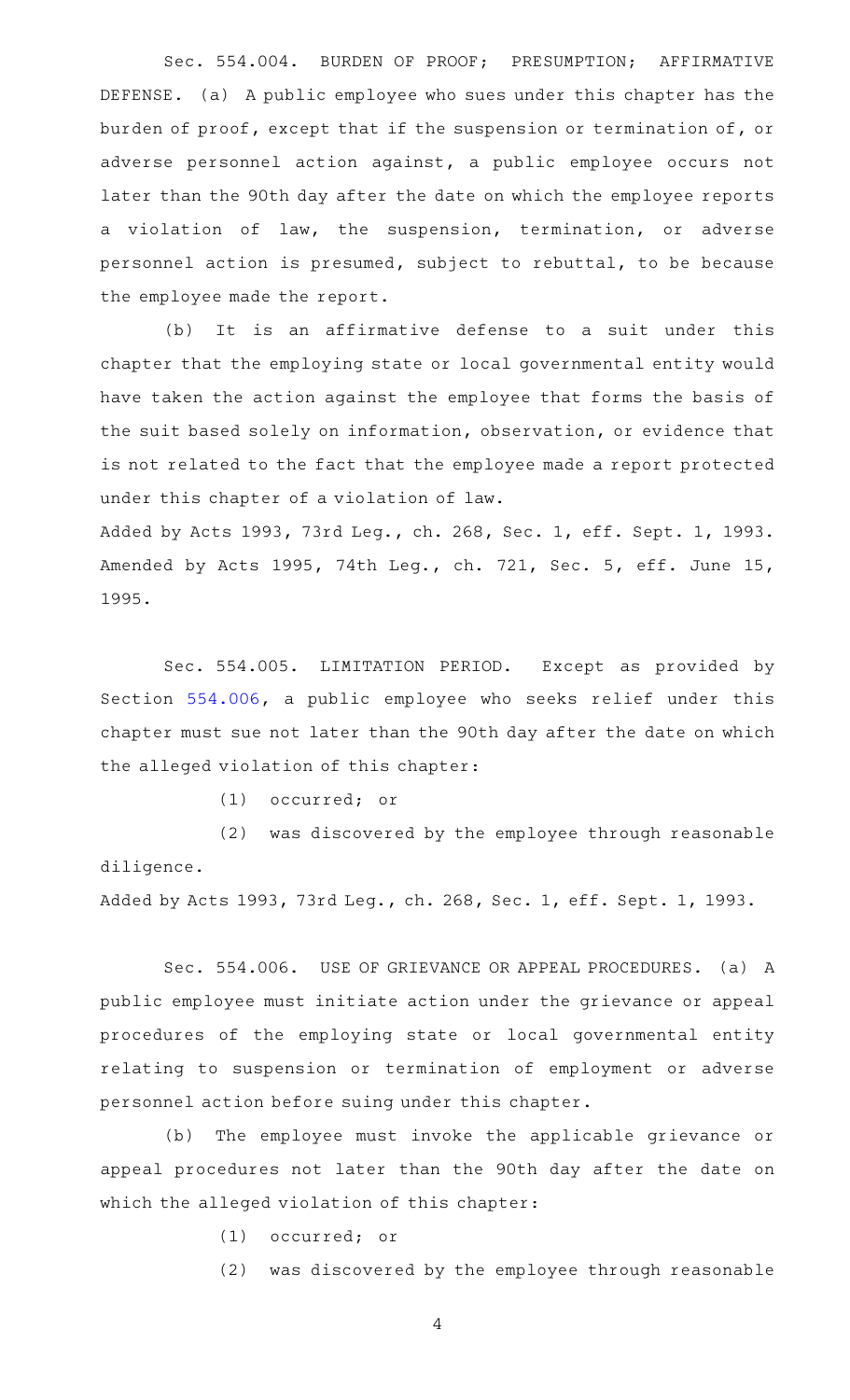Sec. 554.004. BURDEN OF PROOF; PRESUMPTION; AFFIRMATIVE DEFENSE. (a) A public employee who sues under this chapter has the burden of proof, except that if the suspension or termination of, or adverse personnel action against, a public employee occurs not later than the 90th day after the date on which the employee reports a violation of law, the suspension, termination, or adverse personnel action is presumed, subject to rebuttal, to be because the employee made the report.

(b) It is an affirmative defense to a suit under this chapter that the employing state or local governmental entity would have taken the action against the employee that forms the basis of the suit based solely on information, observation, or evidence that is not related to the fact that the employee made a report protected under this chapter of a violation of law.

Added by Acts 1993, 73rd Leg., ch. 268, Sec. 1, eff. Sept. 1, 1993. Amended by Acts 1995, 74th Leg., ch. 721, Sec. 5, eff. June 15, 1995.

Sec. 554.005. LIMITATION PERIOD. Except as provided by Section 554.006, a public employee who seeks relief under this chapter must sue not later than the 90th day after the date on which the alleged violation of this chapter:

(1) occurred; or

(2) was discovered by the employee through reasonable diligence.

Added by Acts 1993, 73rd Leg., ch. 268, Sec. 1, eff. Sept. 1, 1993.

Sec. 554.006. USE OF GRIEVANCE OR APPEAL PROCEDURES. (a) A public employee must initiate action under the grievance or appeal procedures of the employing state or local governmental entity relating to suspension or termination of employment or adverse personnel action before suing under this chapter.

(b) The employee must invoke the applicable grievance or appeal procedures not later than the 90th day after the date on which the alleged violation of this chapter:

(1) occurred; or

(2) was discovered by the employee through reasonable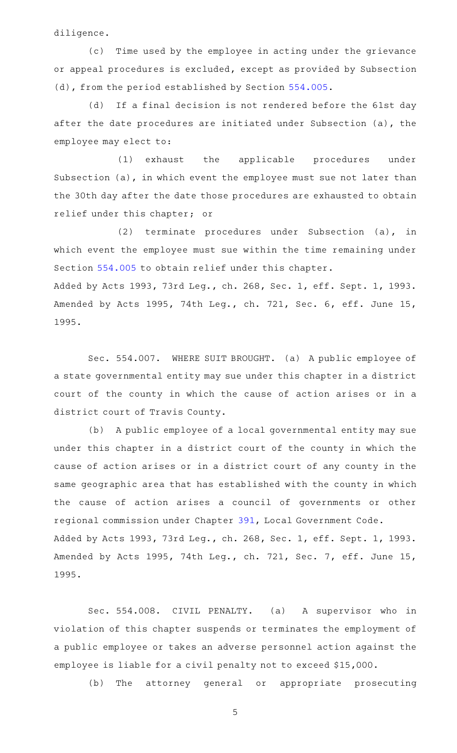diligence.

(c) Time used by the employee in acting under the grievance or appeal procedures is excluded, except as provided by Subsection (d), from the period established by Section 554.005.

(d) If a final decision is not rendered before the 61st day after the date procedures are initiated under Subsection (a), the employee may elect to:

(1) exhaust the applicable procedures under Subsection (a), in which event the employee must sue not later than the 30th day after the date those procedures are exhausted to obtain relief under this chapter; or

(2) terminate procedures under Subsection (a), in which event the employee must sue within the time remaining under Section 554.005 to obtain relief under this chapter.

Added by Acts 1993, 73rd Leg., ch. 268, Sec. 1, eff. Sept. 1, 1993. Amended by Acts 1995, 74th Leg., ch. 721, Sec. 6, eff. June 15, 1995.

Sec. 554.007. WHERE SUIT BROUGHT. (a) A public employee of a state governmental entity may sue under this chapter in a district court of the county in which the cause of action arises or in a district court of Travis County.

(b) A public employee of a local governmental entity may sue under this chapter in a district court of the county in which the cause of action arises or in a district court of any county in the same geographic area that has established with the county in which the cause of action arises a council of governments or other regional commission under Chapter 391, Local Government Code.

Added by Acts 1993, 73rd Leg., ch. 268, Sec. 1, eff. Sept. 1, 1993. Amended by Acts 1995, 74th Leg., ch. 721, Sec. 7, eff. June 15, 1995.

Sec. 554.008. CIVIL PENALTY. (a) A supervisor who in violation of this chapter suspends or terminates the employment of a public employee or takes an adverse personnel action against the employee is liable for a civil penalty not to exceed $15,000.

(b) The attorney general or appropriate prosecuting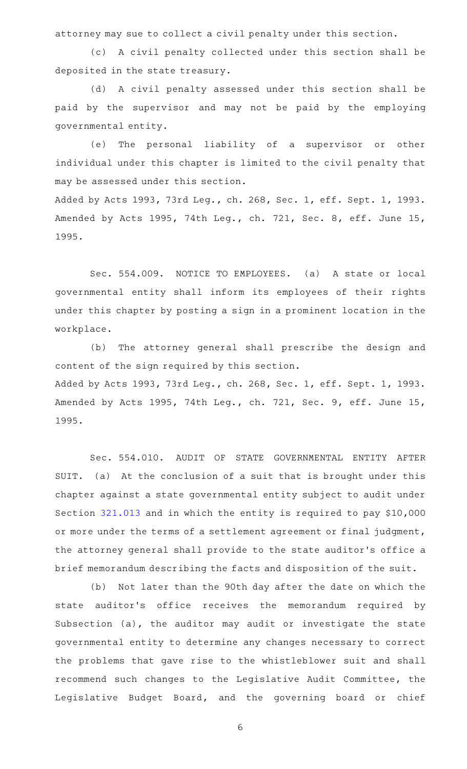attorney may sue to collect a civil penalty under this section.

(c) A civil penalty collected under this section shall be deposited in the state treasury.

(d) A civil penalty assessed under this section shall be paid by the supervisor and may not be paid by the employing governmental entity.

(e) The personal liability of a supervisor or other individual under this chapter is limited to the civil penalty that may be assessed under this section.

Added by Acts 1993, 73rd Leg., ch. 268, Sec. 1, eff. Sept. 1, 1993. Amended by Acts 1995, 74th Leg., ch. 721, Sec. 8, eff. June 15, 1995.

Sec. 554.009. NOTICE TO EMPLOYEES. (a) A state or local governmental entity shall inform its employees of their rights under this chapter by posting a sign in a prominent location in the workplace.

(b) The attorney general shall prescribe the design and content of the sign required by this section.

Added by Acts 1993, 73rd Leg., ch. 268, Sec. 1, eff. Sept. 1, 1993. Amended by Acts 1995, 74th Leg., ch. 721, Sec. 9, eff. June 15, 1995.

Sec. 554.010. AUDIT OF STATE GOVERNMENTAL ENTITY AFTER SUIT. (a) At the conclusion of a suit that is brought under this chapter against a state governmental entity subject to audit under Section 321.013 and in which the entity is required to pay $10,000 or more under the terms of a settlement agreement or final judgment, the attorney general shall provide to the state auditor's office a brief memorandum describing the facts and disposition of the suit.

(b) Not later than the 90th day after the date on which the state auditor's office receives the memorandum required by Subsection (a), the auditor may audit or investigate the state governmental entity to determine any changes necessary to correct the problems that gave rise to the whistleblower suit and shall recommend such changes to the Legislative Audit Committee, the Legislative Budget Board, and the governing board or chief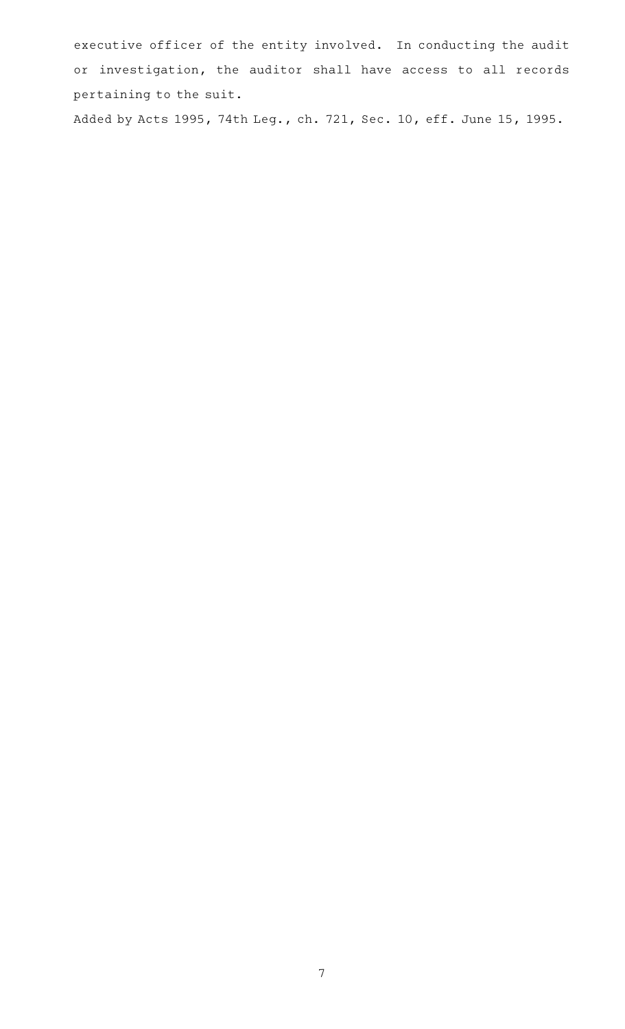executive officer of the entity involved. In conducting the audit or investigation, the auditor shall have access to all records pertaining to the suit.

Added by Acts 1995, 74th Leg., ch. 721, Sec. 10, eff. June 15, 1995.